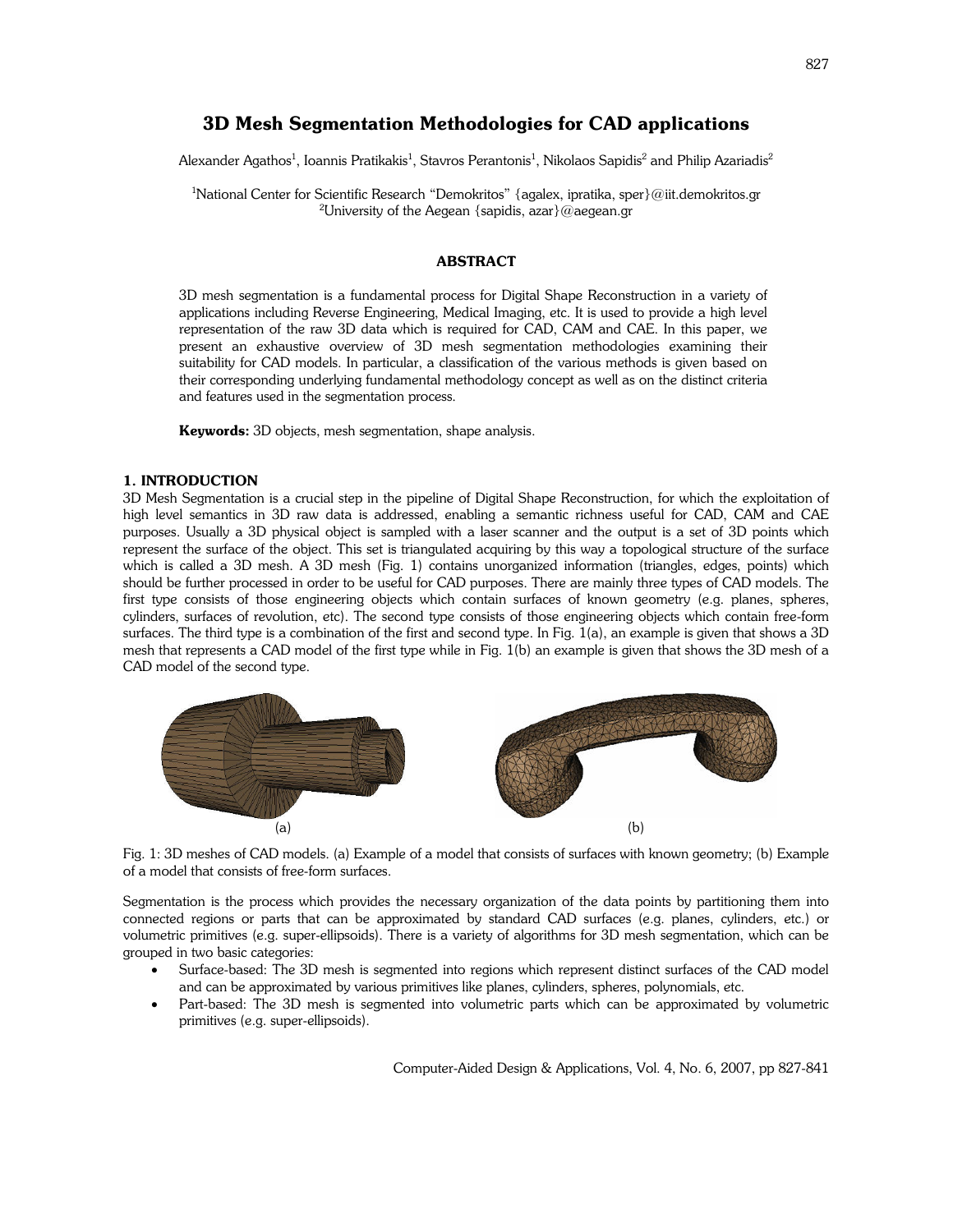# 3D Mesh Segmentation Methodologies for CAD applications

Alexander Agathos[1], Ioannis Pratikakis[1], Stavros Perantonis[1], Nikolaos Sapidis[2] and Philip Azariadis[2]

[1]National Center for Scientific Research "Demokritos" {agalex, ipratika, sper}@iit.demokritos.gr
[2]University of the Aegean {sapidis, azar}@aegean.gr

## ABSTRACT

3D mesh segmentation is a fundamental process for Digital Shape Reconstruction in a variety of applications including Reverse Engineering, Medical Imaging, etc. It is used to provide a high level representation of the raw 3D data which is required for CAD, CAM and CAE. In this paper, we present an exhaustive overview of 3D mesh segmentation methodologies examining their suitability for CAD models. In particular, a classification of the various methods is given based on their corresponding underlying fundamental methodology concept as well as on the distinct criteria and features used in the segmentation process.

**Keywords:** 3D objects, mesh segmentation, shape analysis.

## 1. INTRODUCTION

3D Mesh Segmentation is a crucial step in the pipeline of Digital Shape Reconstruction, for which the exploitation of high level semantics in 3D raw data is addressed, enabling a semantic richness useful for CAD, CAM and CAE purposes. Usually a 3D physical object is sampled with a laser scanner and the output is a set of 3D points which represent the surface of the object. This set is triangulated acquiring by this way a topological structure of the surface which is called a 3D mesh. A 3D mesh (Fig. 1) contains unorganized information (triangles, edges, points) which should be further processed in order to be useful for CAD purposes. There are mainly three types of CAD models. The first type consists of those engineering objects which contain surfaces of known geometry (e.g. planes, spheres, cylinders, surfaces of revolution, etc). The second type consists of those engineering objects which contain free-form surfaces. The third type is a combination of the first and second type. In Fig. 1(a), an example is given that shows a 3D mesh that represents a CAD model of the first type while in Fig. 1(b) an example is given that shows the 3D mesh of a CAD model of the second type.

(a) (b)

Fig. 1: 3D meshes of CAD models. (a) Example of a model that consists of surfaces with known geometry; (b) Example of a model that consists of free-form surfaces.

Segmentation is the process which provides the necessary organization of the data points by partitioning them into connected regions or parts that can be approximated by standard CAD surfaces (e.g. planes, cylinders, etc.) or volumetric primitives (e.g. super-ellipsoids). There is a variety of algorithms for 3D mesh segmentation, which can be grouped in two basic categories:

- Surface-based: The 3D mesh is segmented into regions which represent distinct surfaces of the CAD model and can be approximated by various primitives like planes, cylinders, spheres, polynomials, etc.
- Part-based: The 3D mesh is segmented into volumetric parts which can be approximated by volumetric primitives (e.g. super-ellipsoids).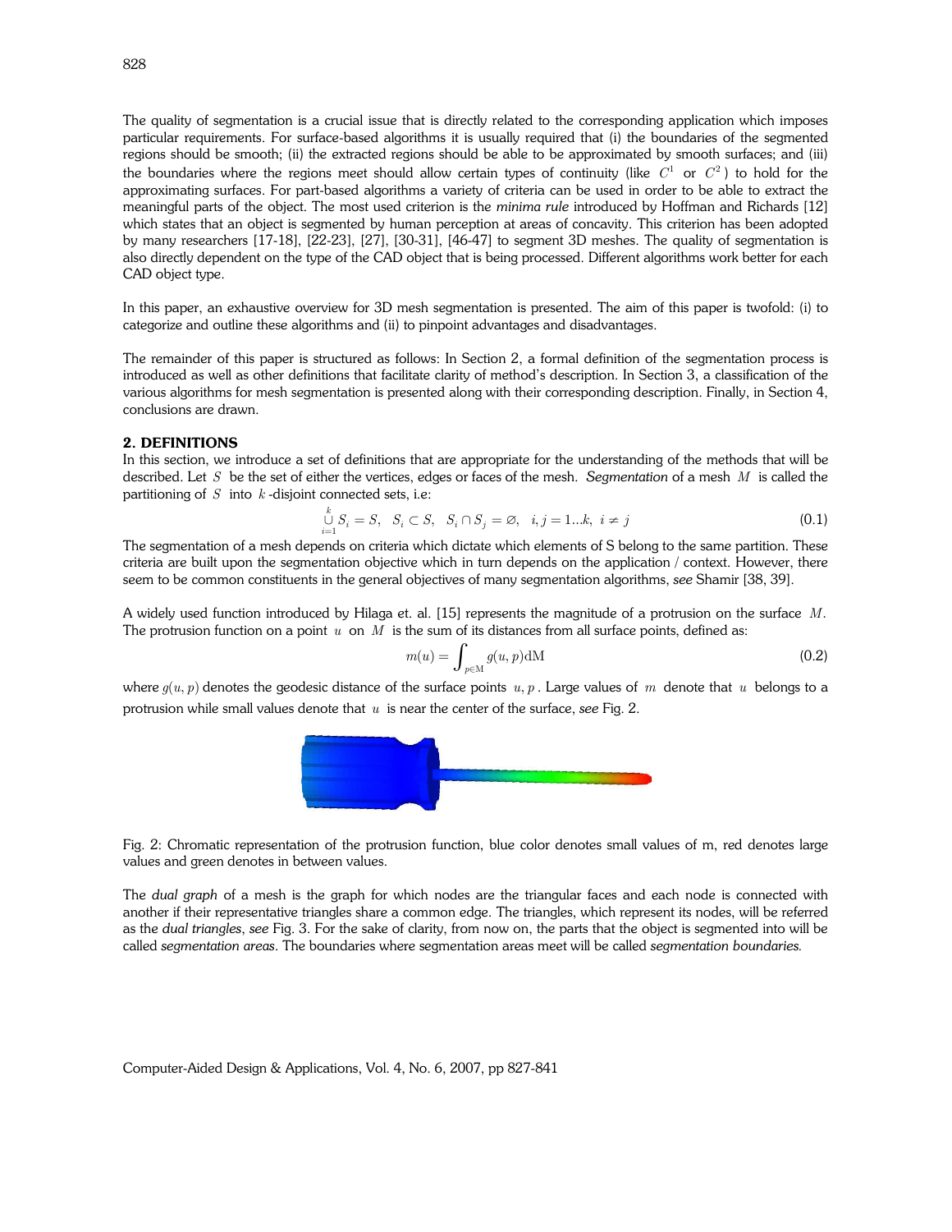The quality of segmentation is a crucial issue that is directly related to the corresponding application which imposes particular requirements. For surface-based algorithms it is usually required that (i) the boundaries of the segmented regions should be smooth; (ii) the extracted regions should be able to be approximated by smooth surfaces; and (iii) the boundaries where the regions meet should allow certain types of continuity (like $C^1$ or $C^2$) to hold for the approximating surfaces. For part-based algorithms a variety of criteria can be used in order to be able to extract the meaningful parts of the object. The most used criterion is the *minima rule* introduced by Hoffman and Richards [12] which states that an object is segmented by human perception at areas of concavity. This criterion has been adopted by many researchers [17-18], [22-23], [27], [30-31], [46-47] to segment 3D meshes. The quality of segmentation is also directly dependent on the type of the CAD object that is being processed. Different algorithms work better for each CAD object type.

In this paper, an exhaustive overview for 3D mesh segmentation is presented. The aim of this paper is twofold: (i) to categorize and outline these algorithms and (ii) to pinpoint advantages and disadvantages.

The remainder of this paper is structured as follows: In Section 2, a formal definition of the segmentation process is introduced as well as other definitions that facilitate clarity of method's description. In Section 3, a classification of the various algorithms for mesh segmentation is presented along with their corresponding description. Finally, in Section 4, conclusions are drawn.

## 2. DEFINITIONS

In this section, we introduce a set of definitions that are appropriate for the understanding of the methods that will be described. Let $S$ be the set of either the vertices, edges or faces of the mesh. *Segmentation* of a mesh $M$ is called the partitioning of $S$ into $k$-disjoint connected sets, i.e:

$$\bigcup_{i=1}^{k} S_i = S, \quad S_i \subset S, \quad S_i \cap S_j = \varnothing, \quad i,j = 1...k, \; i \neq j \tag{0.1}$$

The segmentation of a mesh depends on criteria which dictate which elements of S belong to the same partition. These criteria are built upon the segmentation objective which in turn depends on the application / context. However, there seem to be common constituents in the general objectives of many segmentation algorithms, *see* Shamir [38, 39].

A widely used function introduced by Hilaga et. al. [15] represents the magnitude of a protrusion on the surface $M$. The protrusion function on a point $u$ on $M$ is the sum of its distances from all surface points, defined as:

$$m(u) = \int_{p \in \mathrm{M}} g(u,p)\mathrm{dM} \tag{0.2}$$

where $g(u,p)$ denotes the geodesic distance of the surface points $u, p$. Large values of $m$ denote that $u$ belongs to a protrusion while small values denote that $u$ is near the center of the surface, *see* Fig. 2.

Fig. 2: Chromatic representation of the protrusion function, blue color denotes small values of m, red denotes large values and green denotes in between values.

The *dual graph* of a mesh is the graph for which nodes are the triangular faces and each node is connected with another if their representative triangles share a common edge. The triangles, which represent its nodes, will be referred as the *dual triangles*, *see* Fig. 3. For the sake of clarity, from now on, the parts that the object is segmented into will be called *segmentation areas*. The boundaries where segmentation areas meet will be called *segmentation boundaries.*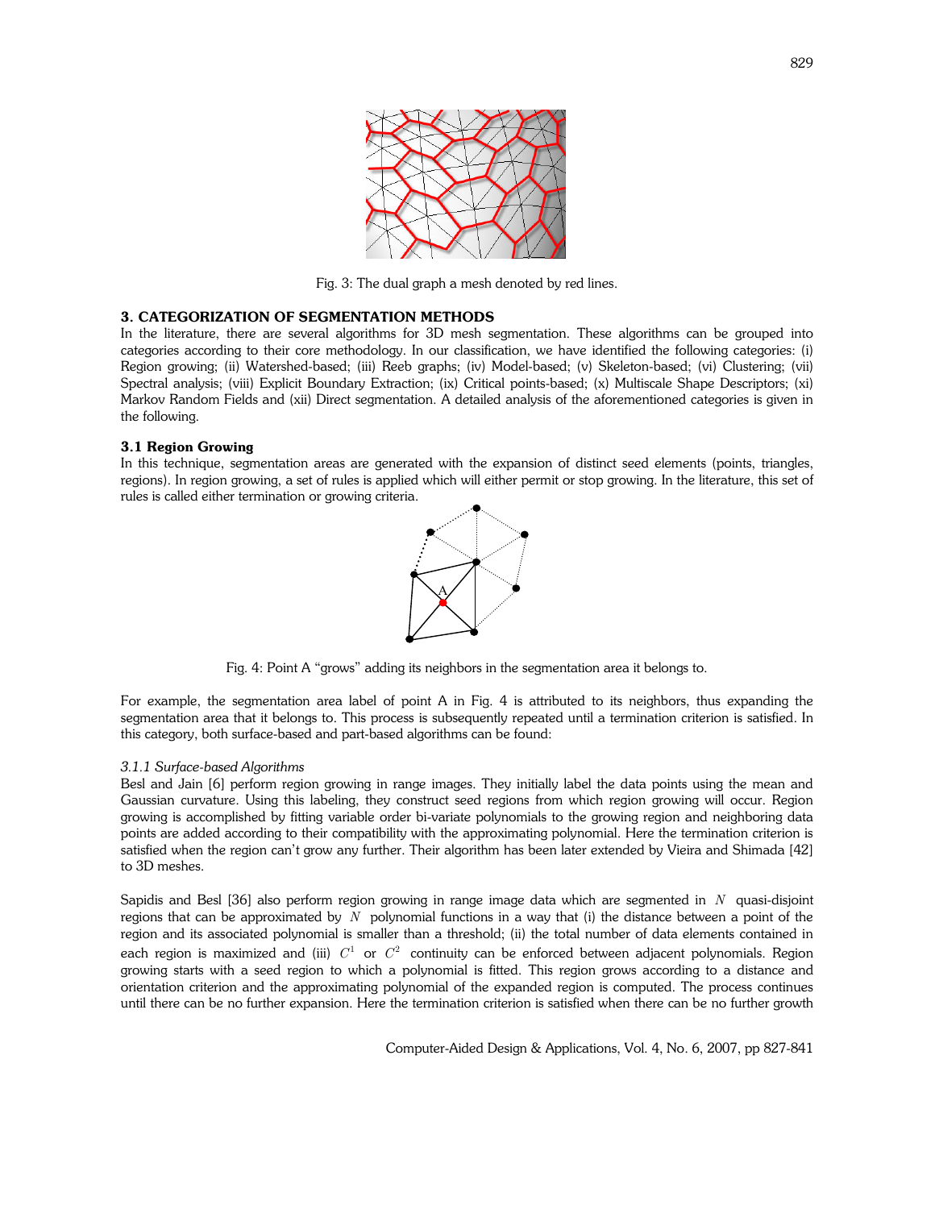Fig. 3: The dual graph a mesh denoted by red lines.

## 3. CATEGORIZATION OF SEGMENTATION METHODS

In the literature, there are several algorithms for 3D mesh segmentation. These algorithms can be grouped into categories according to their core methodology. In our classification, we have identified the following categories: (i) Region growing; (ii) Watershed-based; (iii) Reeb graphs; (iv) Model-based; (v) Skeleton-based; (vi) Clustering; (vii) Spectral analysis; (viii) Explicit Boundary Extraction; (ix) Critical points-based; (x) Multiscale Shape Descriptors; (xi) Markov Random Fields and (xii) Direct segmentation. A detailed analysis of the aforementioned categories is given in the following.

### 3.1 Region Growing

In this technique, segmentation areas are generated with the expansion of distinct seed elements (points, triangles, regions). In region growing, a set of rules is applied which will either permit or stop growing. In the literature, this set of rules is called either termination or growing criteria.

Fig. 4: Point A "grows" adding its neighbors in the segmentation area it belongs to.

For example, the segmentation area label of point A in Fig. 4 is attributed to its neighbors, thus expanding the segmentation area that it belongs to. This process is subsequently repeated until a termination criterion is satisfied. In this category, both surface-based and part-based algorithms can be found:

#### *3.1.1 Surface-based Algorithms*

Besl and Jain [6] perform region growing in range images. They initially label the data points using the mean and Gaussian curvature. Using this labeling, they construct seed regions from which region growing will occur. Region growing is accomplished by fitting variable order bi-variate polynomials to the growing region and neighboring data points are added according to their compatibility with the approximating polynomial. Here the termination criterion is satisfied when the region can't grow any further. Their algorithm has been later extended by Vieira and Shimada [42] to 3D meshes.

Sapidis and Besl [36] also perform region growing in range image data which are segmented in $N$ quasi-disjoint regions that can be approximated by $N$ polynomial functions in a way that (i) the distance between a point of the region and its associated polynomial is smaller than a threshold; (ii) the total number of data elements contained in each region is maximized and (iii) $C^1$ or $C^2$ continuity can be enforced between adjacent polynomials. Region growing starts with a seed region to which a polynomial is fitted. This region grows according to a distance and orientation criterion and the approximating polynomial of the expanded region is computed. The process continues until there can be no further expansion. Here the termination criterion is satisfied when there can be no further growth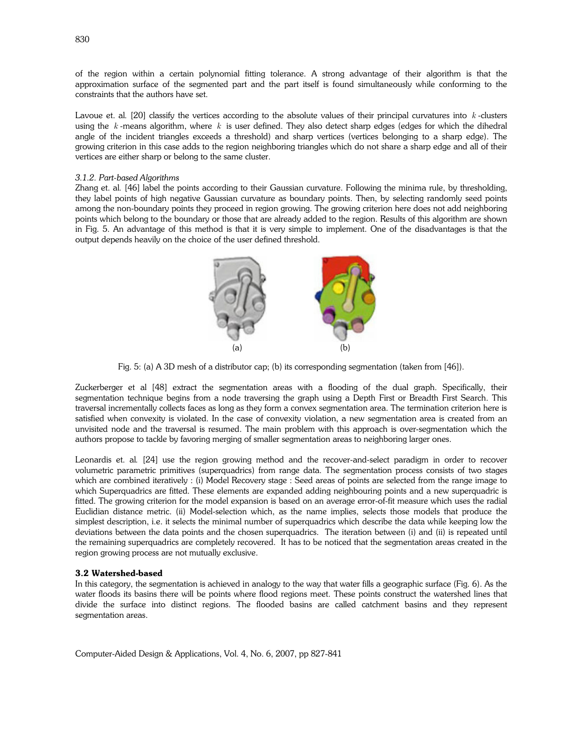of the region within a certain polynomial fitting tolerance. A strong advantage of their algorithm is that the approximation surface of the segmented part and the part itself is found simultaneously while conforming to the constraints that the authors have set.

Lavoue et. al. [20] classify the vertices according to the absolute values of their principal curvatures into $k$-clusters using the $k$-means algorithm, where $k$ is user defined. They also detect sharp edges (edges for which the dihedral angle of the incident triangles exceeds a threshold) and sharp vertices (vertices belonging to a sharp edge). The growing criterion in this case adds to the region neighboring triangles which do not share a sharp edge and all of their vertices are either sharp or belong to the same cluster.

#### *3.1.2. Part-based Algorithms*

Zhang et. al. [46] label the points according to their Gaussian curvature. Following the minima rule, by thresholding, they label points of high negative Gaussian curvature as boundary points. Then, by selecting randomly seed points among the non-boundary points they proceed in region growing. The growing criterion here does not add neighboring points which belong to the boundary or those that are already added to the region. Results of this algorithm are shown in Fig. 5. An advantage of this method is that it is very simple to implement. One of the disadvantages is that the output depends heavily on the choice of the user defined threshold.

(a) (b)

Fig. 5: (a) A 3D mesh of a distributor cap; (b) its corresponding segmentation (taken from [46]).

Zuckerberger et al [48] extract the segmentation areas with a flooding of the dual graph. Specifically, their segmentation technique begins from a node traversing the graph using a Depth First or Breadth First Search. This traversal incrementally collects faces as long as they form a convex segmentation area. The termination criterion here is satisfied when convexity is violated. In the case of convexity violation, a new segmentation area is created from an unvisited node and the traversal is resumed. The main problem with this approach is over-segmentation which the authors propose to tackle by favoring merging of smaller segmentation areas to neighboring larger ones.

Leonardis et. al. [24] use the region growing method and the recover-and-select paradigm in order to recover volumetric parametric primitives (superquadrics) from range data. The segmentation process consists of two stages which are combined iteratively : (i) Model Recovery stage : Seed areas of points are selected from the range image to which Superquadrics are fitted. These elements are expanded adding neighbouring points and a new superquadric is fitted. The growing criterion for the model expansion is based on an average error-of-fit measure which uses the radial Euclidian distance metric. (ii) Model-selection which, as the name implies, selects those models that produce the simplest description, i.e. it selects the minimal number of superquadrics which describe the data while keeping low the deviations between the data points and the chosen superquadrics. The iteration between (i) and (ii) is repeated until the remaining superquadrics are completely recovered. It has to be noticed that the segmentation areas created in the region growing process are not mutually exclusive.

### 3.2 Watershed-based

In this category, the segmentation is achieved in analogy to the way that water fills a geographic surface (Fig. 6). As the water floods its basins there will be points where flood regions meet. These points construct the watershed lines that divide the surface into distinct regions. The flooded basins are called catchment basins and they represent segmentation areas.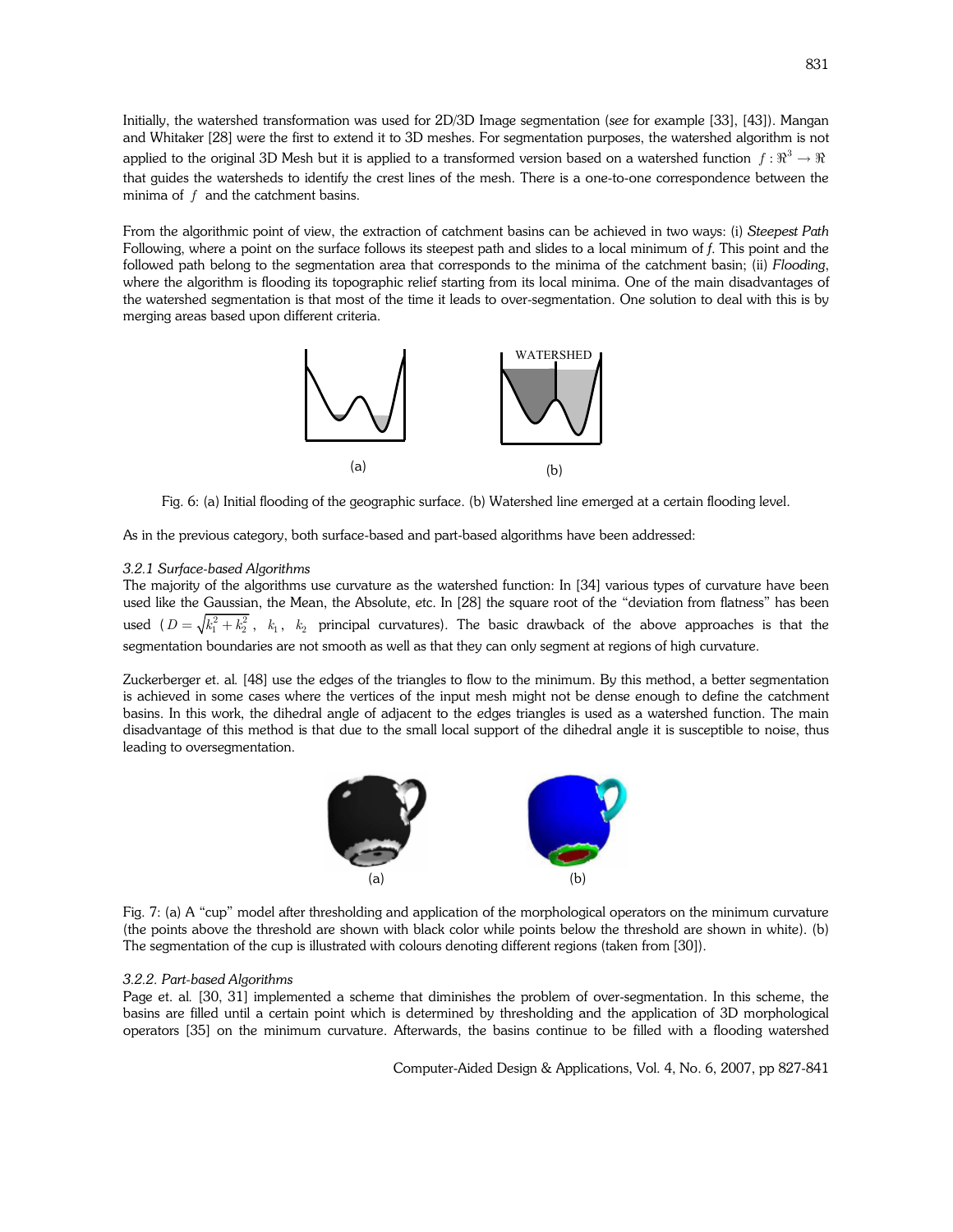Initially, the watershed transformation was used for 2D/3D Image segmentation (*see* for example [33], [43]). Mangan and Whitaker [28] were the first to extend it to 3D meshes. For segmentation purposes, the watershed algorithm is not applied to the original 3D Mesh but it is applied to a transformed version based on a watershed function $f : \Re^3 \rightarrow \Re$ that guides the watersheds to identify the crest lines of the mesh. There is a one-to-one correspondence between the minima of $f$ and the catchment basins.

From the algorithmic point of view, the extraction of catchment basins can be achieved in two ways: (i) *Steepest Path* Following, where a point on the surface follows its steepest path and slides to a local minimum of *f*. This point and the followed path belong to the segmentation area that corresponds to the minima of the catchment basin; (ii) *Flooding*, where the algorithm is flooding its topographic relief starting from its local minima. One of the main disadvantages of the watershed segmentation is that most of the time it leads to over-segmentation. One solution to deal with this is by merging areas based upon different criteria.

Fig. 6: (a) Initial flooding of the geographic surface. (b) Watershed line emerged at a certain flooding level.

As in the previous category, both surface-based and part-based algorithms have been addressed:

*3.2.1 Surface-based Algorithms*

The majority of the algorithms use curvature as the watershed function: In [34] various types of curvature have been used like the Gaussian, the Mean, the Absolute, etc. In [28] the square root of the "deviation from flatness" has been used ($D = \sqrt{k_1^2 + k_2^2}$, $k_1$, $k_2$ principal curvatures). The basic drawback of the above approaches is that the segmentation boundaries are not smooth as well as that they can only segment at regions of high curvature.

Zuckerberger et. al. [48] use the edges of the triangles to flow to the minimum. By this method, a better segmentation is achieved in some cases where the vertices of the input mesh might not be dense enough to define the catchment basins. In this work, the dihedral angle of adjacent to the edges triangles is used as a watershed function. The main disadvantage of this method is that due to the small local support of the dihedral angle it is susceptible to noise, thus leading to oversegmentation.

Fig. 7: (a) A "cup" model after thresholding and application of the morphological operators on the minimum curvature (the points above the threshold are shown with black color while points below the threshold are shown in white). (b) The segmentation of the cup is illustrated with colours denoting different regions (taken from [30]).

*3.2.2. Part-based Algorithms*

Page et. al. [30, 31] implemented a scheme that diminishes the problem of over-segmentation. In this scheme, the basins are filled until a certain point which is determined by thresholding and the application of 3D morphological operators [35] on the minimum curvature. Afterwards, the basins continue to be filled with a flooding watershed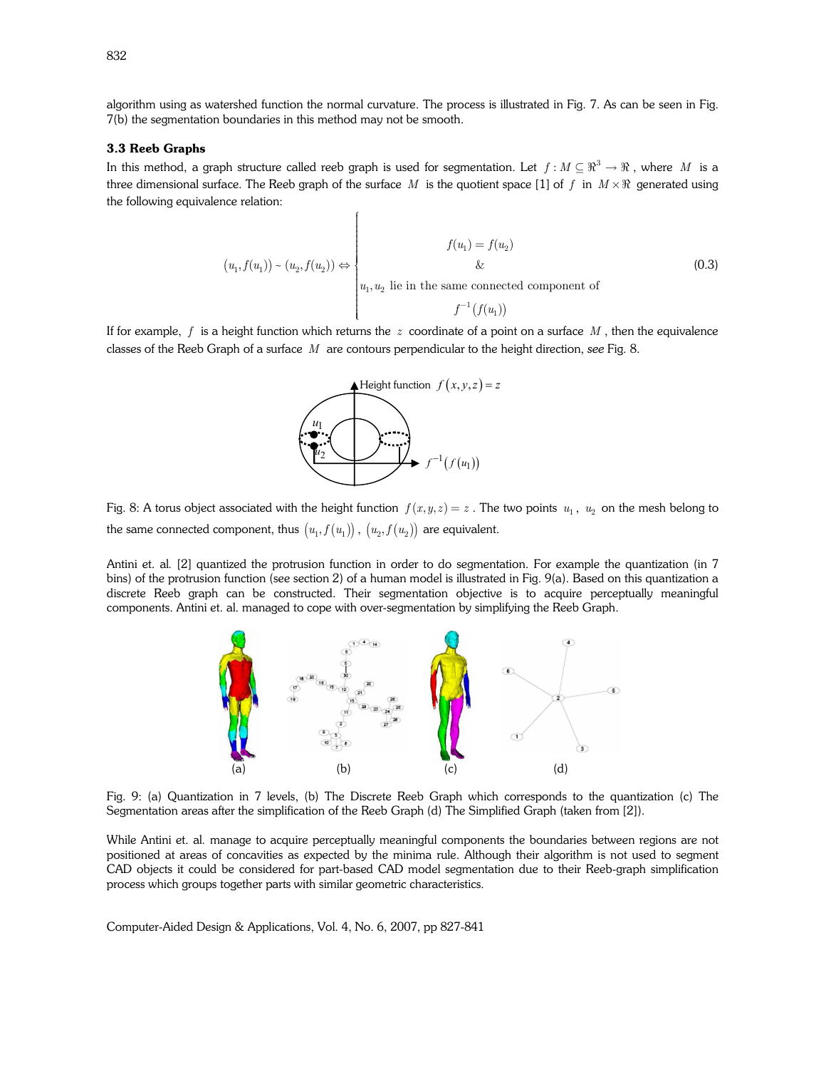algorithm using as watershed function the normal curvature. The process is illustrated in Fig. 7. As can be seen in Fig. 7(b) the segmentation boundaries in this method may not be smooth.

### 3.3 Reeb Graphs

In this method, a graph structure called reeb graph is used for segmentation. Let $f : M \subseteq \Re^3 \rightarrow \Re$, where $M$ is a three dimensional surface. The Reeb graph of the surface $M$ is the quotient space [1] of $f$ in $M \times \Re$ generated using the following equivalence relation:

$$(u_1, f(u_1)) \sim (u_2, f(u_2)) \Leftrightarrow \begin{cases} f(u_1) = f(u_2) \\ \& \\ u_1, u_2 \text{ lie in the same connected component of} \\ f^{-1}(f(u_1)) \end{cases} \tag{0.3}$$

If for example, $f$ is a height function which returns the $z$ coordinate of a point on a surface $M$, then the equivalence classes of the Reeb Graph of a surface $M$ are contours perpendicular to the height direction, *see* Fig. 8.

Fig. 8: A torus object associated with the height function $f(x, y, z) = z$. The two points $u_1$, $u_2$ on the mesh belong to the same connected component, thus $(u_1, f(u_1))$, $(u_2, f(u_2))$ are equivalent.

Antini et. al. [2] quantized the protrusion function in order to do segmentation. For example the quantization (in 7 bins) of the protrusion function (*see* section 2) of a human model is illustrated in Fig. 9(a). Based on this quantization a discrete Reeb graph can be constructed. Their segmentation objective is to acquire perceptually meaningful components. Antini et. al. managed to cope with over-segmentation by simplifying the Reeb Graph.

Fig. 9: (a) Quantization in 7 levels, (b) The Discrete Reeb Graph which corresponds to the quantization (c) The Segmentation areas after the simplification of the Reeb Graph (d) The Simplified Graph (taken from [2]).

While Antini et. al. manage to acquire perceptually meaningful components the boundaries between regions are not positioned at areas of concavities as expected by the minima rule. Although their algorithm is not used to segment CAD objects it could be considered for part-based CAD model segmentation due to their Reeb-graph simplification process which groups together parts with similar geometric characteristics.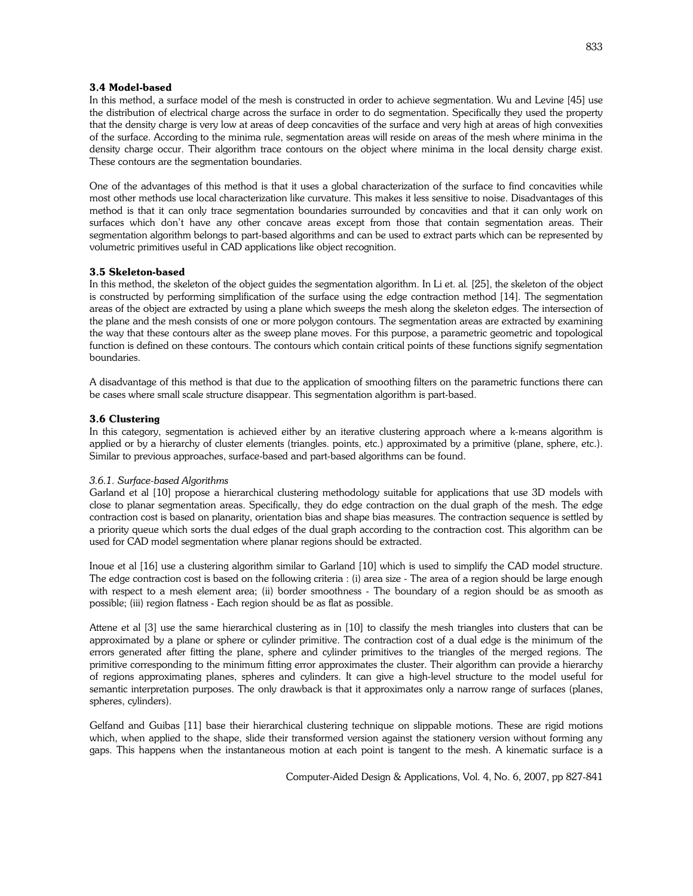### 3.4 Model-based

In this method, a surface model of the mesh is constructed in order to achieve segmentation. Wu and Levine [45] use the distribution of electrical charge across the surface in order to do segmentation. Specifically they used the property that the density charge is very low at areas of deep concavities of the surface and very high at areas of high convexities of the surface. According to the minima rule, segmentation areas will reside on areas of the mesh where minima in the density charge occur. Their algorithm trace contours on the object where minima in the local density charge exist. These contours are the segmentation boundaries.

One of the advantages of this method is that it uses a global characterization of the surface to find concavities while most other methods use local characterization like curvature. This makes it less sensitive to noise. Disadvantages of this method is that it can only trace segmentation boundaries surrounded by concavities and that it can only work on surfaces which don't have any other concave areas except from those that contain segmentation areas. Their segmentation algorithm belongs to part-based algorithms and can be used to extract parts which can be represented by volumetric primitives useful in CAD applications like object recognition.

### 3.5 Skeleton-based

In this method, the skeleton of the object guides the segmentation algorithm. In Li et. al. [25], the skeleton of the object is constructed by performing simplification of the surface using the edge contraction method [14]. The segmentation areas of the object are extracted by using a plane which sweeps the mesh along the skeleton edges. The intersection of the plane and the mesh consists of one or more polygon contours. The segmentation areas are extracted by examining the way that these contours alter as the sweep plane moves. For this purpose, a parametric geometric and topological function is defined on these contours. The contours which contain critical points of these functions signify segmentation boundaries.

A disadvantage of this method is that due to the application of smoothing filters on the parametric functions there can be cases where small scale structure disappear. This segmentation algorithm is part-based.

### 3.6 Clustering

In this category, segmentation is achieved either by an iterative clustering approach where a k-means algorithm is applied or by a hierarchy of cluster elements (triangles. points, etc.) approximated by a primitive (plane, sphere, etc.). Similar to previous approaches, surface-based and part-based algorithms can be found.

#### *3.6.1. Surface-based Algorithms*

Garland et al [10] propose a hierarchical clustering methodology suitable for applications that use 3D models with close to planar segmentation areas. Specifically, they do edge contraction on the dual graph of the mesh. The edge contraction cost is based on planarity, orientation bias and shape bias measures. The contraction sequence is settled by a priority queue which sorts the dual edges of the dual graph according to the contraction cost. This algorithm can be used for CAD model segmentation where planar regions should be extracted.

Inoue et al [16] use a clustering algorithm similar to Garland [10] which is used to simplify the CAD model structure. The edge contraction cost is based on the following criteria : (i) area size - The area of a region should be large enough with respect to a mesh element area; (ii) border smoothness - The boundary of a region should be as smooth as possible; (iii) region flatness - Each region should be as flat as possible.

Attene et al [3] use the same hierarchical clustering as in [10] to classify the mesh triangles into clusters that can be approximated by a plane or sphere or cylinder primitive. The contraction cost of a dual edge is the minimum of the errors generated after fitting the plane, sphere and cylinder primitives to the triangles of the merged regions. The primitive corresponding to the minimum fitting error approximates the cluster. Their algorithm can provide a hierarchy of regions approximating planes, spheres and cylinders. It can give a high-level structure to the model useful for semantic interpretation purposes. The only drawback is that it approximates only a narrow range of surfaces (planes, spheres, cylinders).

Gelfand and Guibas [11] base their hierarchical clustering technique on slippable motions. These are rigid motions which, when applied to the shape, slide their transformed version against the stationery version without forming any gaps. This happens when the instantaneous motion at each point is tangent to the mesh. A kinematic surface is a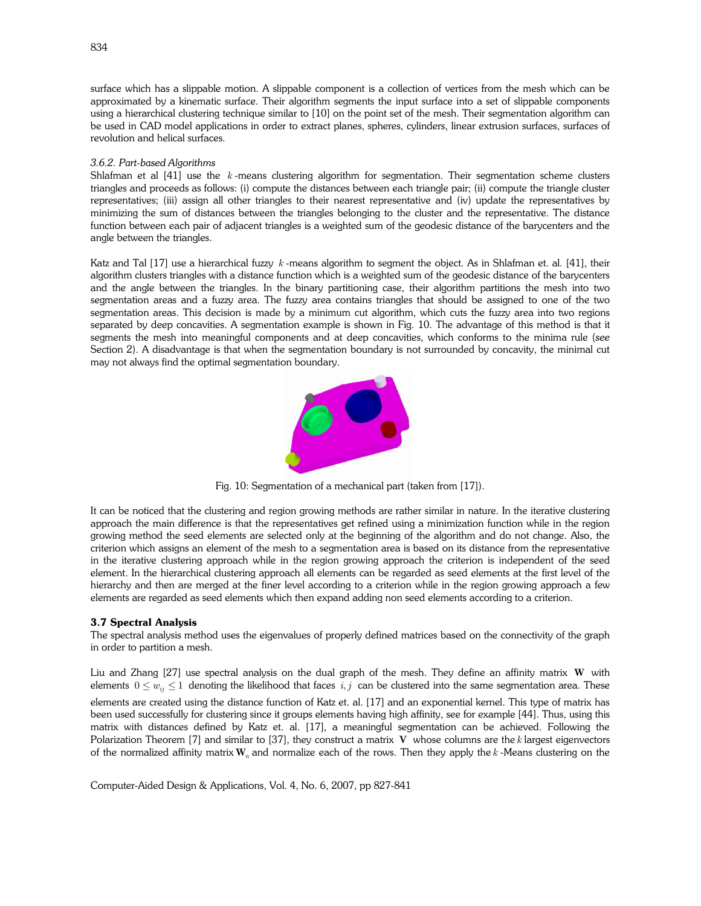surface which has a slippable motion. A slippable component is a collection of vertices from the mesh which can be approximated by a kinematic surface. Their algorithm segments the input surface into a set of slippable components using a hierarchical clustering technique similar to [10] on the point set of the mesh. Their segmentation algorithm can be used in CAD model applications in order to extract planes, spheres, cylinders, linear extrusion surfaces, surfaces of revolution and helical surfaces.

#### *3.6.2. Part-based Algorithms*

Shlafman et al [41] use the $k$-means clustering algorithm for segmentation. Their segmentation scheme clusters triangles and proceeds as follows: (i) compute the distances between each triangle pair; (ii) compute the triangle cluster representatives; (iii) assign all other triangles to their nearest representative and (iv) update the representatives by minimizing the sum of distances between the triangles belonging to the cluster and the representative. The distance function between each pair of adjacent triangles is a weighted sum of the geodesic distance of the barycenters and the angle between the triangles.

Katz and Tal [17] use a hierarchical fuzzy $k$-means algorithm to segment the object. As in Shlafman et. al. [41], their algorithm clusters triangles with a distance function which is a weighted sum of the geodesic distance of the barycenters and the angle between the triangles. In the binary partitioning case, their algorithm partitions the mesh into two segmentation areas and a fuzzy area. The fuzzy area contains triangles that should be assigned to one of the two segmentation areas. This decision is made by a minimum cut algorithm, which cuts the fuzzy area into two regions separated by deep concavities. A segmentation example is shown in Fig. 10. The advantage of this method is that it segments the mesh into meaningful components and at deep concavities, which conforms to the minima rule (*see* Section 2). A disadvantage is that when the segmentation boundary is not surrounded by concavity, the minimal cut may not always find the optimal segmentation boundary.

Fig. 10: Segmentation of a mechanical part (taken from [17]).

It can be noticed that the clustering and region growing methods are rather similar in nature. In the iterative clustering approach the main difference is that the representatives get refined using a minimization function while in the region growing method the seed elements are selected only at the beginning of the algorithm and do not change. Also, the criterion which assigns an element of the mesh to a segmentation area is based on its distance from the representative in the iterative clustering approach while in the region growing approach the criterion is independent of the seed element. In the hierarchical clustering approach all elements can be regarded as seed elements at the first level of the hierarchy and then are merged at the finer level according to a criterion while in the region growing approach a few elements are regarded as seed elements which then expand adding non seed elements according to a criterion.

### 3.7 Spectral Analysis

The spectral analysis method uses the eigenvalues of properly defined matrices based on the connectivity of the graph in order to partition a mesh.

Liu and Zhang [27] use spectral analysis on the dual graph of the mesh. They define an affinity matrix $\mathbf{W}$ with elements $0 \leq w_{ij} \leq 1$ denoting the likelihood that faces $i, j$ can be clustered into the same segmentation area. These elements are created using the distance function of Katz et. al. [17] and an exponential kernel. This type of matrix has been used successfully for clustering since it groups elements having high affinity, see for example [44]. Thus, using this matrix with distances defined by Katz et. al. [17], a meaningful segmentation can be achieved. Following the Polarization Theorem [7] and similar to [37], they construct a matrix $\mathbf{V}$ whose columns are the $k$ largest eigenvectors of the normalized affinity matrix $\mathbf{W}_n$ and normalize each of the rows. Then they apply the $k$-Means clustering on the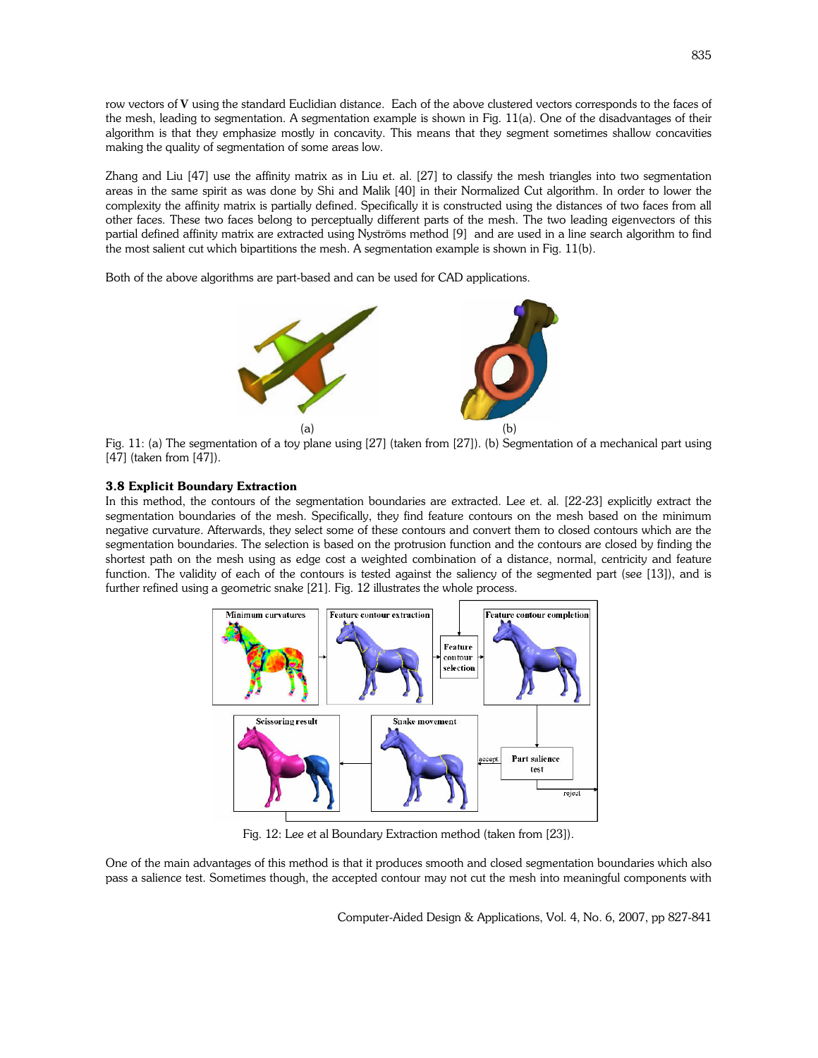row vectors of **V** using the standard Euclidian distance. Each of the above clustered vectors corresponds to the faces of the mesh, leading to segmentation. A segmentation example is shown in Fig. 11(a). One of the disadvantages of their algorithm is that they emphasize mostly in concavity. This means that they segment sometimes shallow concavities making the quality of segmentation of some areas low.

Zhang and Liu [47] use the affinity matrix as in Liu et. al. [27] to classify the mesh triangles into two segmentation areas in the same spirit as was done by Shi and Malik [40] in their Normalized Cut algorithm. In order to lower the complexity the affinity matrix is partially defined. Specifically it is constructed using the distances of two faces from all other faces. These two faces belong to perceptually different parts of the mesh. The two leading eigenvectors of this partial defined affinity matrix are extracted using Nyströms method [9] and are used in a line search algorithm to find the most salient cut which bipartitions the mesh. A segmentation example is shown in Fig. 11(b).

Both of the above algorithms are part-based and can be used for CAD applications.

(a) (b)

Fig. 11: (a) The segmentation of a toy plane using [27] (taken from [27]). (b) Segmentation of a mechanical part using [47] (taken from [47]).

### 3.8 Explicit Boundary Extraction

In this method, the contours of the segmentation boundaries are extracted. Lee et. al. [22-23] explicitly extract the segmentation boundaries of the mesh. Specifically, they find feature contours on the mesh based on the minimum negative curvature. Afterwards, they select some of these contours and convert them to closed contours which are the segmentation boundaries. The selection is based on the protrusion function and the contours are closed by finding the shortest path on the mesh using as edge cost a weighted combination of a distance, normal, centricity and feature function. The validity of each of the contours is tested against the saliency of the segmented part (see [13]), and is further refined using a geometric snake [21]. Fig. 12 illustrates the whole process.

Fig. 12: Lee et al Boundary Extraction method (taken from [23]).

One of the main advantages of this method is that it produces smooth and closed segmentation boundaries which also pass a salience test. Sometimes though, the accepted contour may not cut the mesh into meaningful components with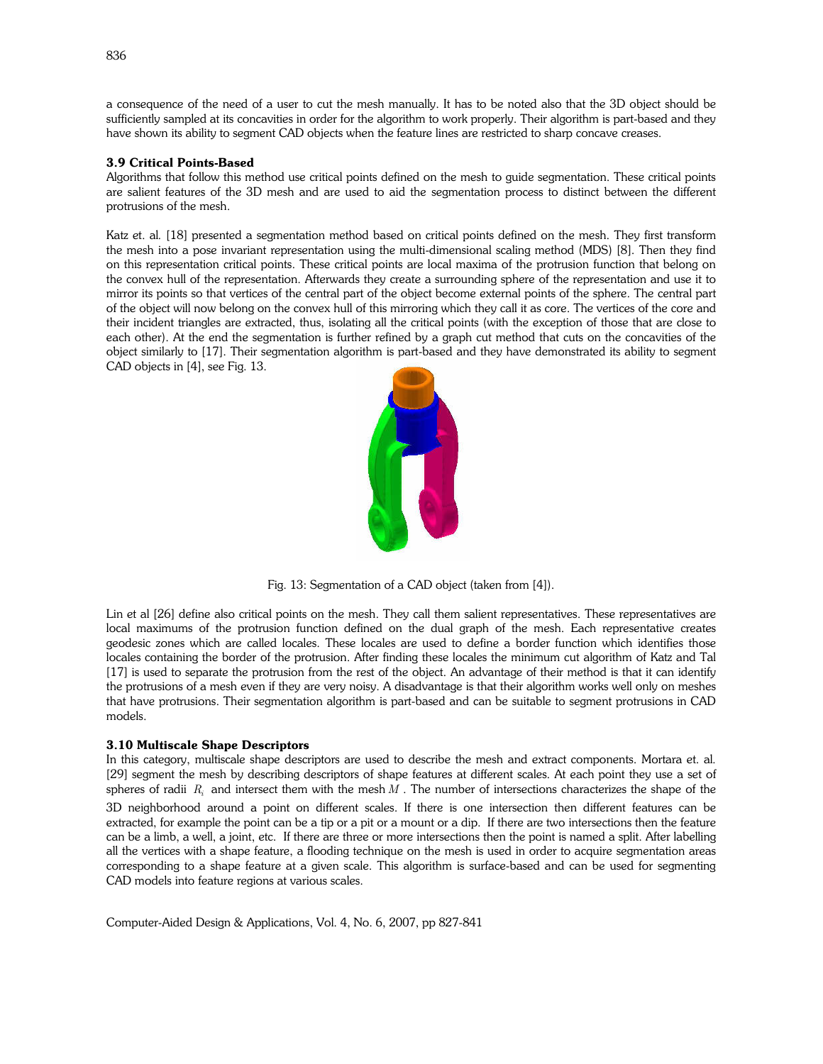a consequence of the need of a user to cut the mesh manually. It has to be noted also that the 3D object should be sufficiently sampled at its concavities in order for the algorithm to work properly. Their algorithm is part-based and they have shown its ability to segment CAD objects when the feature lines are restricted to sharp concave creases.

### 3.9 Critical Points-Based

Algorithms that follow this method use critical points defined on the mesh to guide segmentation. These critical points are salient features of the 3D mesh and are used to aid the segmentation process to distinct between the different protrusions of the mesh.

Katz et. al. [18] presented a segmentation method based on critical points defined on the mesh. They first transform the mesh into a pose invariant representation using the multi-dimensional scaling method (MDS) [8]. Then they find on this representation critical points. These critical points are local maxima of the protrusion function that belong on the convex hull of the representation. Afterwards they create a surrounding sphere of the representation and use it to mirror its points so that vertices of the central part of the object become external points of the sphere. The central part of the object will now belong on the convex hull of this mirroring which they call it as core. The vertices of the core and their incident triangles are extracted, thus, isolating all the critical points (with the exception of those that are close to each other). At the end the segmentation is further refined by a graph cut method that cuts on the concavities of the object similarly to [17]. Their segmentation algorithm is part-based and they have demonstrated its ability to segment CAD objects in [4], *see* Fig. 13.

Fig. 13: Segmentation of a CAD object (taken from [4]).

Lin et al [26] define also critical points on the mesh. They call them salient representatives. These representatives are local maximums of the protrusion function defined on the dual graph of the mesh. Each representative creates geodesic zones which are called locales. These locales are used to define a border function which identifies those locales containing the border of the protrusion. After finding these locales the minimum cut algorithm of Katz and Tal [17] is used to separate the protrusion from the rest of the object. An advantage of their method is that it can identify the protrusions of a mesh even if they are very noisy. A disadvantage is that their algorithm works well only on meshes that have protrusions. Their segmentation algorithm is part-based and can be suitable to segment protrusions in CAD models.

### 3.10 Multiscale Shape Descriptors

In this category, multiscale shape descriptors are used to describe the mesh and extract components. Mortara et. al. [29] segment the mesh by describing descriptors of shape features at different scales. At each point they use a set of spheres of radii $R_i$ and intersect them with the mesh $M$. The number of intersections characterizes the shape of the 3D neighborhood around a point on different scales. If there is one intersection then different features can be extracted, for example the point can be a tip or a pit or a mount or a dip. If there are two intersections then the feature can be a limb, a well, a joint, etc. If there are three or more intersections then the point is named a split. After labelling all the vertices with a shape feature, a flooding technique on the mesh is used in order to acquire segmentation areas corresponding to a shape feature at a given scale. This algorithm is surface-based and can be used for segmenting CAD models into feature regions at various scales.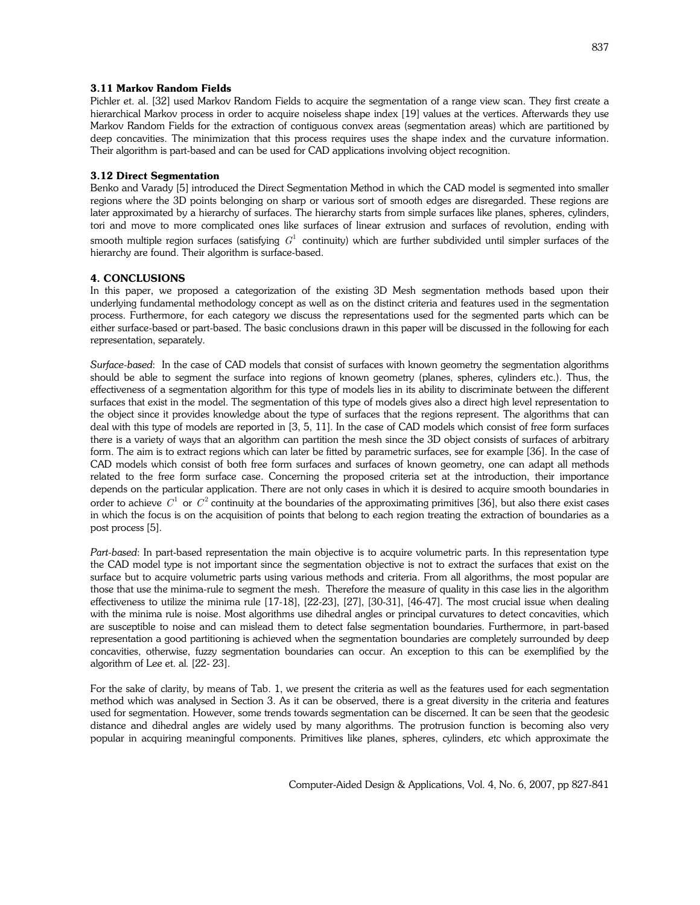### 3.11 Markov Random Fields

Pichler et. al. [32] used Markov Random Fields to acquire the segmentation of a range view scan. They first create a hierarchical Markov process in order to acquire noiseless shape index [19] values at the vertices. Afterwards they use Markov Random Fields for the extraction of contiguous convex areas (segmentation areas) which are partitioned by deep concavities. The minimization that this process requires uses the shape index and the curvature information. Their algorithm is part-based and can be used for CAD applications involving object recognition.

### 3.12 Direct Segmentation

Benko and Varady [5] introduced the Direct Segmentation Method in which the CAD model is segmented into smaller regions where the 3D points belonging on sharp or various sort of smooth edges are disregarded. These regions are later approximated by a hierarchy of surfaces. The hierarchy starts from simple surfaces like planes, spheres, cylinders, tori and move to more complicated ones like surfaces of linear extrusion and surfaces of revolution, ending with smooth multiple region surfaces (satisfying $G^1$ continuity) which are further subdivided until simpler surfaces of the hierarchy are found. Their algorithm is surface-based.

## 4. CONCLUSIONS

In this paper, we proposed a categorization of the existing 3D Mesh segmentation methods based upon their underlying fundamental methodology concept as well as on the distinct criteria and features used in the segmentation process. Furthermore, for each category we discuss the representations used for the segmented parts which can be either surface-based or part-based. The basic conclusions drawn in this paper will be discussed in the following for each representation, separately.

*Surface-based*: In the case of CAD models that consist of surfaces with known geometry the segmentation algorithms should be able to segment the surface into regions of known geometry (planes, spheres, cylinders etc.). Thus, the effectiveness of a segmentation algorithm for this type of models lies in its ability to discriminate between the different surfaces that exist in the model. The segmentation of this type of models gives also a direct high level representation to the object since it provides knowledge about the type of surfaces that the regions represent. The algorithms that can deal with this type of models are reported in [3, 5, 11]. In the case of CAD models which consist of free form surfaces there is a variety of ways that an algorithm can partition the mesh since the 3D object consists of surfaces of arbitrary form. The aim is to extract regions which can later be fitted by parametric surfaces, see for example [36]. In the case of CAD models which consist of both free form surfaces and surfaces of known geometry, one can adapt all methods related to the free form surface case. Concerning the proposed criteria set at the introduction, their importance depends on the particular application. There are not only cases in which it is desired to acquire smooth boundaries in order to achieve $C^1$ or $C^2$ continuity at the boundaries of the approximating primitives [36], but also there exist cases in which the focus is on the acquisition of points that belong to each region treating the extraction of boundaries as a post process [5].

*Part-based*: In part-based representation the main objective is to acquire volumetric parts. In this representation type the CAD model type is not important since the segmentation objective is not to extract the surfaces that exist on the surface but to acquire volumetric parts using various methods and criteria. From all algorithms, the most popular are those that use the minima-rule to segment the mesh. Therefore the measure of quality in this case lies in the algorithm effectiveness to utilize the minima rule [17-18], [22-23], [27], [30-31], [46-47]. The most crucial issue when dealing with the minima rule is noise. Most algorithms use dihedral angles or principal curvatures to detect concavities, which are susceptible to noise and can mislead them to detect false segmentation boundaries. Furthermore, in part-based representation a good partitioning is achieved when the segmentation boundaries are completely surrounded by deep concavities, otherwise, fuzzy segmentation boundaries can occur. An exception to this can be exemplified by the algorithm of Lee et. al. [22- 23].

For the sake of clarity, by means of Tab. 1, we present the criteria as well as the features used for each segmentation method which was analysed in Section 3. As it can be observed, there is a great diversity in the criteria and features used for segmentation. However, some trends towards segmentation can be discerned. It can be seen that the geodesic distance and dihedral angles are widely used by many algorithms. The protrusion function is becoming also very popular in acquiring meaningful components. Primitives like planes, spheres, cylinders, etc which approximate the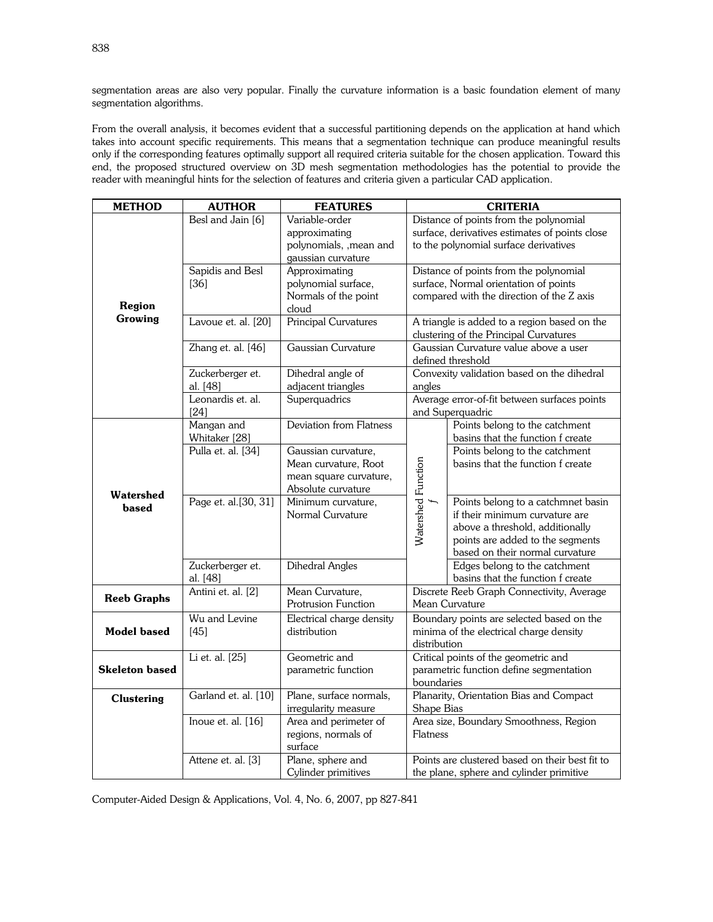segmentation areas are also very popular. Finally the curvature information is a basic foundation element of many segmentation algorithms.

From the overall analysis, it becomes evident that a successful partitioning depends on the application at hand which takes into account specific requirements. This means that a segmentation technique can produce meaningful results only if the corresponding features optimally support all required criteria suitable for the chosen application. Toward this end, the proposed structured overview on 3D mesh segmentation methodologies has the potential to provide the reader with meaningful hints for the selection of features and criteria given a particular CAD application.

| METHOD | AUTHOR | FEATURES | CRITERIA | |
|---|---|---|---|---|
| Region Growing | Besl and Jain [6] | Variable-order approximating polynomials, ,mean and gaussian curvature | Distance of points from the polynomial surface, derivatives estimates of points close to the polynomial surface derivatives | |
| | Sapidis and Besl [36] | Approximating polynomial surface, Normals of the point cloud | Distance of points from the polynomial surface, Normal orientation of points compared with the direction of the Z axis | |
| | Lavoue et. al. [20] | Principal Curvatures | A triangle is added to a region based on the clustering of the Principal Curvatures | |
| | Zhang et. al. [46] | Gaussian Curvature | Gaussian Curvature value above a user defined threshold | |
| | Zuckerberger et. al. [48] | Dihedral angle of adjacent triangles | Convexity validation based on the dihedral angles | |
| | Leonardis et. al. [24] | Superquadrics | Average error-of-fit between surfaces points and Superquadric | |
| Watershed based | Mangan and Whitaker [28] | Deviation from Flatness | Watershed Function $f$ | Points belong to the catchment basins that the function f create |
| | Pulla et. al. [34] | Gaussian curvature, Mean curvature, Root mean square curvature, Absolute curvature | | Points belong to the catchment basins that the function f create |
| | Page et. al.[30, 31] | Minimum curvature, Normal Curvature | | Points belong to a catchmnet basin if their minimum curvature are above a threshold, additionally points are added to the segments based on their normal curvature |
| | Zuckerberger et. al. [48] | Dihedral Angles | | Edges belong to the catchment basins that the function f create |
| Reeb Graphs | Antini et. al. [2] | Mean Curvature, Protrusion Function | Discrete Reeb Graph Connectivity, Average Mean Curvature | |
| Model based | Wu and Levine [45] | Electrical charge density distribution | Boundary points are selected based on the minima of the electrical charge density distribution | |
| Skeleton based | Li et. al. [25] | Geometric and parametric function | Critical points of the geometric and parametric function define segmentation boundaries | |
| Clustering | Garland et. al. [10] | Plane, surface normals, irregularity measure | Planarity, Orientation Bias and Compact Shape Bias | |
| | Inoue et. al. [16] | Area and perimeter of regions, normals of surface | Area size, Boundary Smoothness, Region Flatness | |
| | Attene et. al. [3] | Plane, sphere and Cylinder primitives | Points are clustered based on their best fit to the plane, sphere and cylinder primitive | |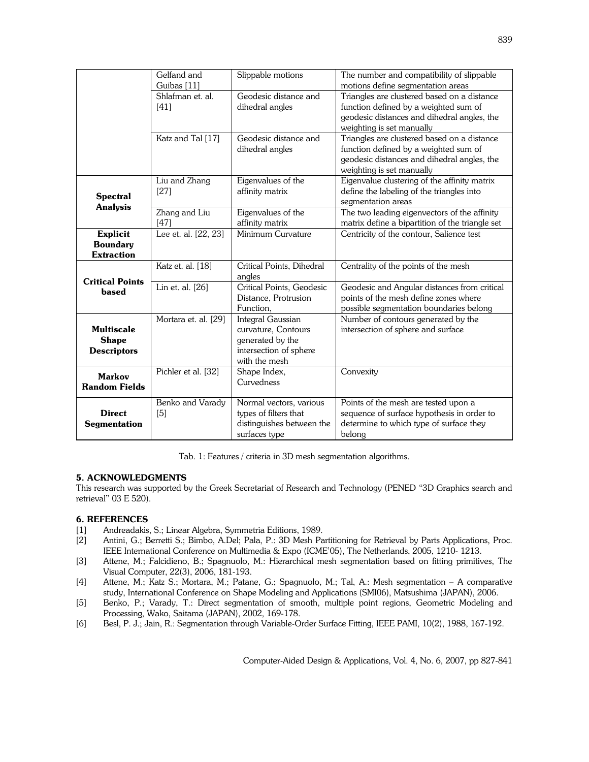| | | | |
|---|---|---|---|
| | Gelfand and Guibas [11] | Slippable motions | The number and compatibility of slippable motions define segmentation areas |
| | Shlafman et. al. [41] | Geodesic distance and dihedral angles | Triangles are clustered based on a distance function defined by a weighted sum of geodesic distances and dihedral angles, the weighting is set manually |
| | Katz and Tal [17] | Geodesic distance and dihedral angles | Triangles are clustered based on a distance function defined by a weighted sum of geodesic distances and dihedral angles, the weighting is set manually |
| **Spectral Analysis** | Liu and Zhang [27] | Eigenvalues of the affinity matrix | Eigenvalue clustering of the affinity matrix define the labeling of the triangles into segmentation areas |
| | Zhang and Liu [47] | Eigenvalues of the affinity matrix | The two leading eigenvectors of the affinity matrix define a bipartition of the triangle set |
| **Explicit Boundary Extraction** | Lee et. al. [22, 23] | Minimum Curvature | Centricity of the contour, Salience test |
| **Critical Points based** | Katz et. al. [18] | Critical Points, Dihedral angles | Centrality of the points of the mesh |
| | Lin et. al. [26] | Critical Points, Geodesic Distance, Protrusion Function, | Geodesic and Angular distances from critical points of the mesh define zones where possible segmentation boundaries belong |
| **Multiscale Shape Descriptors** | Mortara et. al. [29] | Integral Gaussian curvature, Contours generated by the intersection of sphere with the mesh | Number of contours generated by the intersection of sphere and surface |
| **Markov Random Fields** | Pichler et al. [32] | Shape Index, Curvedness | Convexity |
| **Direct Segmentation** | Benko and Varady [5] | Normal vectors, various types of filters that distinguishes between the surfaces type | Points of the mesh are tested upon a sequence of surface hypothesis in order to determine to which type of surface they belong |

Tab. 1: Features / criteria in 3D mesh segmentation algorithms.

## 5. ACKNOWLEDGMENTS

This research was supported by the Greek Secretariat of Research and Technology (PENED "3D Graphics search and retrieval" 03 E 520).

## 6. REFERENCES

[1] Andreadakis, S.; Linear Algebra, Symmetria Editions, 1989.

[2] Antini, G.; Berretti S.; Bimbo, A.Del; Pala, P.: 3D Mesh Partitioning for Retrieval by Parts Applications, Proc. IEEE International Conference on Multimedia & Expo (ICME'05), The Netherlands, 2005, 1210- 1213.

[3] Attene, M.; Falcidieno, B.; Spagnuolo, M.: Hierarchical mesh segmentation based on fitting primitives, The Visual Computer, 22(3), 2006, 181-193.

[4] Attene, M.; Katz S.; Mortara, M.; Patane, G.; Spagnuolo, M.; Tal, A.: Mesh segmentation – A comparative study, International Conference on Shape Modeling and Applications (SMI06), Matsushima (JAPAN), 2006.

[5] Benko, P.; Varady, T.: Direct segmentation of smooth, multiple point regions, Geometric Modeling and Processing, Wako, Saitama (JAPAN), 2002, 169-178.

[6] Besl, P. J.; Jain, R.: Segmentation through Variable-Order Surface Fitting, IEEE PAMI, 10(2), 1988, 167-192.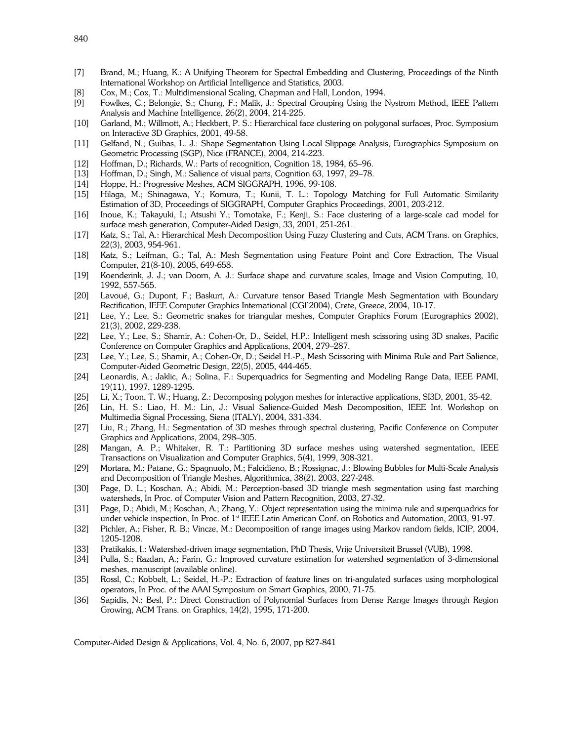[7] Brand, M.; Huang, K.: A Unifying Theorem for Spectral Embedding and Clustering, Proceedings of the Ninth International Workshop on Artificial Intelligence and Statistics, 2003.

[8] Cox, M.; Cox, T.: Multidimensional Scaling, Chapman and Hall, London, 1994.

[9] Fowlkes, C.; Belongie, S.; Chung, F.; Malik, J.: Spectral Grouping Using the Nystrom Method, IEEE Pattern Analysis and Machine Intelligence, 26(2), 2004, 214-225.

[10] Garland, M.; Willmott, A.; Heckbert, P. S.: Hierarchical face clustering on polygonal surfaces, Proc. Symposium on Interactive 3D Graphics, 2001, 49-58.

[11] Gelfand, N.; Guibas, L. J.: Shape Segmentation Using Local Slippage Analysis, Eurographics Symposium on Geometric Processing (SGP), Nice (FRANCE), 2004, 214-223.

[12] Hoffman, D.; Richards, W.: Parts of recognition, Cognition 18, 1984, 65–96.

[13] Hoffman, D.; Singh, M.: Salience of visual parts, Cognition 63, 1997, 29–78.

[14] Hoppe, H.: Progressive Meshes, ACM SIGGRAPH, 1996, 99-108.

[15] Hilaga, M.; Shinagawa, Y.; Komura, T.; Kunii, T. L.: Topology Matching for Full Automatic Similarity Estimation of 3D, Proceedings of SIGGRAPH, Computer Graphics Proceedings, 2001, 203-212.

[16] Inoue, K.; Takayuki, I.; Atsushi Y.; Tomotake, F.; Kenji, S.: Face clustering of a large-scale cad model for surface mesh generation, Computer-Aided Design, 33, 2001, 251-261.

[17] Katz, S.; Tal, A.: Hierarchical Mesh Decomposition Using Fuzzy Clustering and Cuts, ACM Trans. on Graphics, 22(3), 2003, 954-961.

[18] Katz, S.; Leifman, G.; Tal, A.: Mesh Segmentation using Feature Point and Core Extraction, The Visual Computer, 21(8-10), 2005, 649-658.

[19] Koenderink, J. J.; van Doorn, A. J.: Surface shape and curvature scales, Image and Vision Computing, 10, 1992, 557-565.

[20] Lavoué, G.; Dupont, F.; Baskurt, A.: Curvature tensor Based Triangle Mesh Segmentation with Boundary Rectification, IEEE Computer Graphics International (CGI'2004), Crete, Greece, 2004, 10-17.

[21] Lee, Y.; Lee, S.: Geometric snakes for triangular meshes, Computer Graphics Forum (Eurographics 2002), 21(3), 2002, 229-238.

[22] Lee, Y.; Lee, S.; Shamir, A.: Cohen-Or, D., Seidel, H.P.: Intelligent mesh scissoring using 3D snakes, Pacific Conference on Computer Graphics and Applications, 2004, 279–287.

[23] Lee, Y.; Lee, S.; Shamir, A.; Cohen-Or, D.; Seidel H.-P., Mesh Scissoring with Minima Rule and Part Salience, Computer-Aided Geometric Design, 22(5), 2005, 444-465.

[24] Leonardis, A.; Jaklic, A.; Solina, F.: Superquadrics for Segmenting and Modeling Range Data, IEEE PAMI, 19(11), 1997, 1289-1295.

[25] Li, X.; Toon, T. W.; Huang, Z.: Decomposing polygon meshes for interactive applications, SI3D, 2001, 35-42.

[26] Lin, H. S.: Liao, H. M.: Lin, J.: Visual Salience-Guided Mesh Decomposition, IEEE Int. Workshop on Multimedia Signal Processing, Siena (ITALY), 2004, 331-334.

[27] Liu, R.; Zhang, H.: Segmentation of 3D meshes through spectral clustering, Pacific Conference on Computer Graphics and Applications, 2004, 298–305.

[28] Mangan, A. P.; Whitaker, R. T.: Partitioning 3D surface meshes using watershed segmentation, IEEE Transactions on Visualization and Computer Graphics, 5(4), 1999, 308-321.

[29] Mortara, M.; Patane, G.; Spagnuolo, M.; Falcidieno, B.; Rossignac, J.: Blowing Bubbles for Multi-Scale Analysis and Decomposition of Triangle Meshes, Algorithmica, 38(2), 2003, 227-248.

[30] Page, D. L.; Koschan, A.; Abidi, M.: Perception-based 3D triangle mesh segmentation using fast marching watersheds, In Proc. of Computer Vision and Pattern Recognition, 2003, 27-32.

[31] Page, D.; Abidi, M.; Koschan, A.; Zhang, Y.: Object representation using the minima rule and superquadrics for under vehicle inspection, In Proc. of 1st IEEE Latin American Conf. on Robotics and Automation, 2003, 91-97.

[32] Pichler, A.; Fisher, R. B.; Vincze, M.: Decomposition of range images using Markov random fields, ICIP, 2004, 1205-1208.

[33] Pratikakis, I.: Watershed-driven image segmentation, PhD Thesis, Vrije Universiteit Brussel (VUB), 1998.

[34] Pulla, S.; Razdan, A.; Farin, G.: Improved curvature estimation for watershed segmentation of 3-dimensional meshes, manuscript (available online).

[35] Rossl, C.; Kobbelt, L.; Seidel, H.-P.: Extraction of feature lines on tri-angulated surfaces using morphological operators, In Proc. of the AAAI Symposium on Smart Graphics, 2000, 71-75.

[36] Sapidis, N.; Besl, P.: Direct Construction of Polynomial Surfaces from Dense Range Images through Region Growing, ACM Trans. on Graphics, 14(2), 1995, 171-200.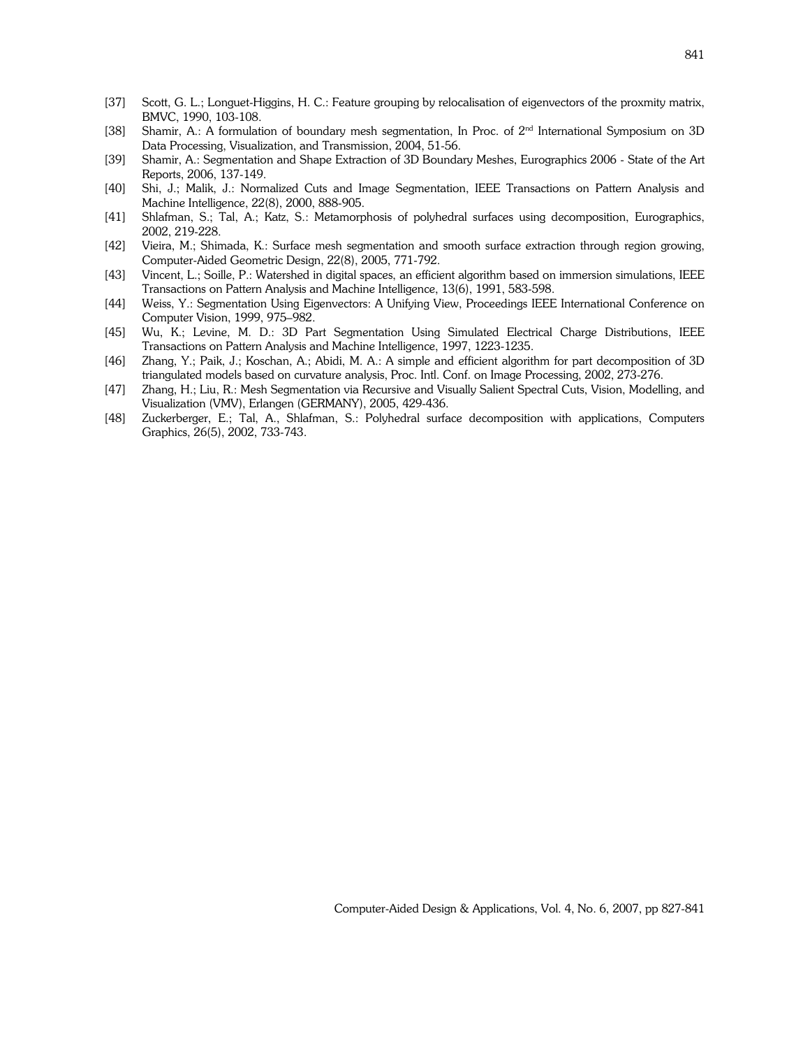[37] Scott, G. L.; Longuet-Higgins, H. C.: Feature grouping by relocalisation of eigenvectors of the proxmity matrix, BMVC, 1990, 103-108.

[38] Shamir, A.: A formulation of boundary mesh segmentation, In Proc. of 2nd International Symposium on 3D Data Processing, Visualization, and Transmission, 2004, 51-56.

[39] Shamir, A.: Segmentation and Shape Extraction of 3D Boundary Meshes, Eurographics 2006 - State of the Art Reports, 2006, 137-149.

[40] Shi, J.; Malik, J.: Normalized Cuts and Image Segmentation, IEEE Transactions on Pattern Analysis and Machine Intelligence, 22(8), 2000, 888-905.

[41] Shlafman, S.; Tal, A.; Katz, S.: Metamorphosis of polyhedral surfaces using decomposition, Eurographics, 2002, 219-228.

[42] Vieira, M.; Shimada, K.: Surface mesh segmentation and smooth surface extraction through region growing, Computer-Aided Geometric Design, 22(8), 2005, 771-792.

[43] Vincent, L.; Soille, P.: Watershed in digital spaces, an efficient algorithm based on immersion simulations, IEEE Transactions on Pattern Analysis and Machine Intelligence, 13(6), 1991, 583-598.

[44] Weiss, Y.: Segmentation Using Eigenvectors: A Unifying View, Proceedings IEEE International Conference on Computer Vision, 1999, 975–982.

[45] Wu, K.; Levine, M. D.: 3D Part Segmentation Using Simulated Electrical Charge Distributions, IEEE Transactions on Pattern Analysis and Machine Intelligence, 1997, 1223-1235.

[46] Zhang, Y.; Paik, J.; Koschan, A.; Abidi, M. A.: A simple and efficient algorithm for part decomposition of 3D triangulated models based on curvature analysis, Proc. Intl. Conf. on Image Processing, 2002, 273-276.

[47] Zhang, H.; Liu, R.: Mesh Segmentation via Recursive and Visually Salient Spectral Cuts, Vision, Modelling, and Visualization (VMV), Erlangen (GERMANY), 2005, 429-436.

[48] Zuckerberger, E.; Tal, A., Shlafman, S.: Polyhedral surface decomposition with applications, Computers Graphics, 26(5), 2002, 733-743.